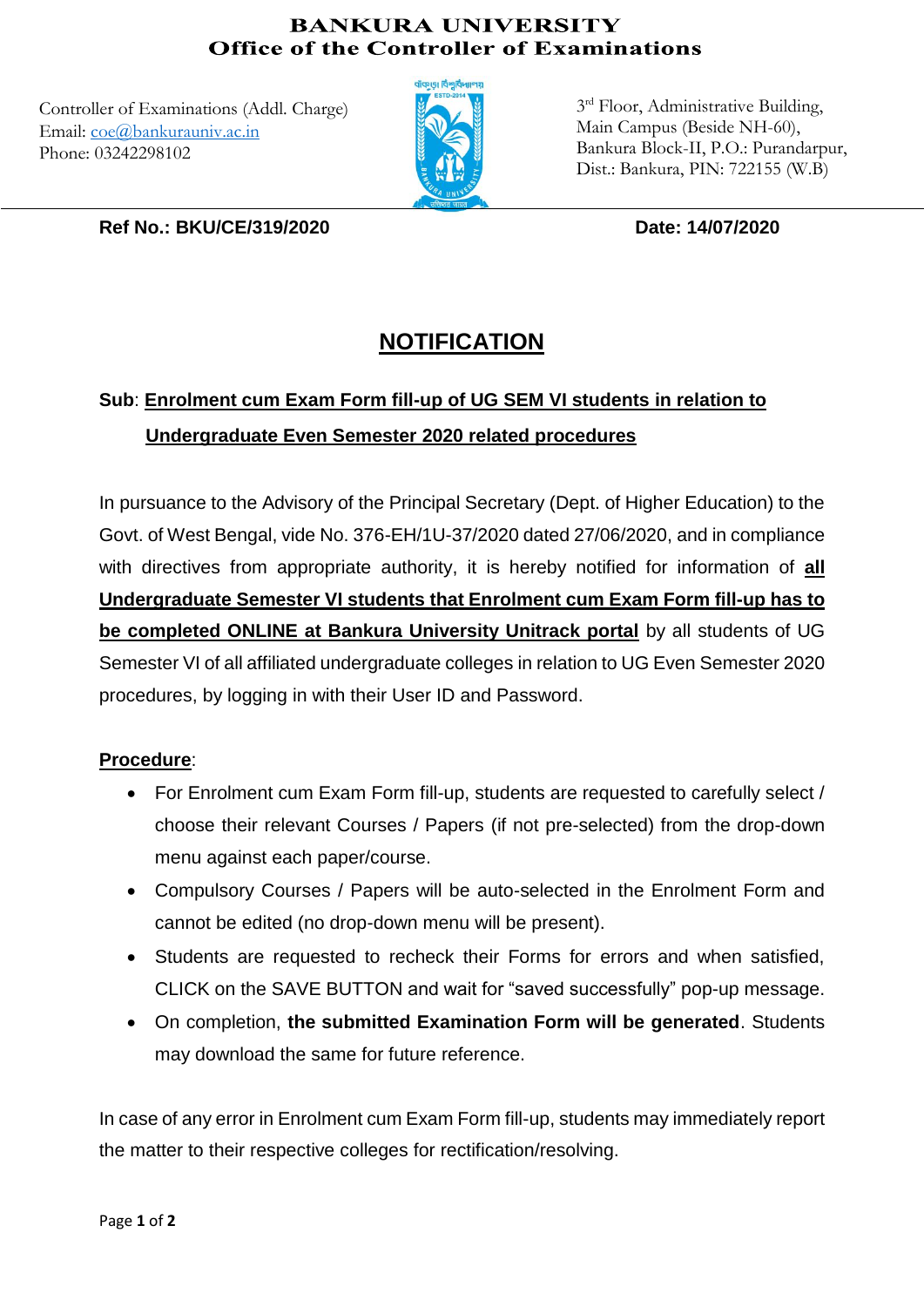**BANKURA UNIVERSITY**
**Office of the Controller of Examinations**

Controller of Examinations (Addl. Charge)
Email: coe@bankurauniv.ac.in
Phone: 03242298102

3rd Floor, Administrative Building,
Main Campus (Beside NH-60),
Bankura Block-II, P.O.: Purandarpur,
Dist.: Bankura, PIN: 722155 (W.B)

**Ref No.: BKU/CE/319/2020** **Date: 14/07/2020**

# NOTIFICATION

**Sub**: **Enrolment cum Exam Form fill-up of UG SEM VI students in relation to Undergraduate Even Semester 2020 related procedures**

In pursuance to the Advisory of the Principal Secretary (Dept. of Higher Education) to the Govt. of West Bengal, vide No. 376-EH/1U-37/2020 dated 27/06/2020, and in compliance with directives from appropriate authority, it is hereby notified for information of **all Undergraduate Semester VI students that Enrolment cum Exam Form fill-up has to be completed ONLINE at Bankura University Unitrack portal** by all students of UG Semester VI of all affiliated undergraduate colleges in relation to UG Even Semester 2020 procedures, by logging in with their User ID and Password.

**Procedure**:

- For Enrolment cum Exam Form fill-up, students are requested to carefully select / choose their relevant Courses / Papers (if not pre-selected) from the drop-down menu against each paper/course.
- Compulsory Courses / Papers will be auto-selected in the Enrolment Form and cannot be edited (no drop-down menu will be present).
- Students are requested to recheck their Forms for errors and when satisfied, CLICK on the SAVE BUTTON and wait for "saved successfully" pop-up message.
- On completion, **the submitted Examination Form will be generated**. Students may download the same for future reference.

In case of any error in Enrolment cum Exam Form fill-up, students may immediately report the matter to their respective colleges for rectification/resolving.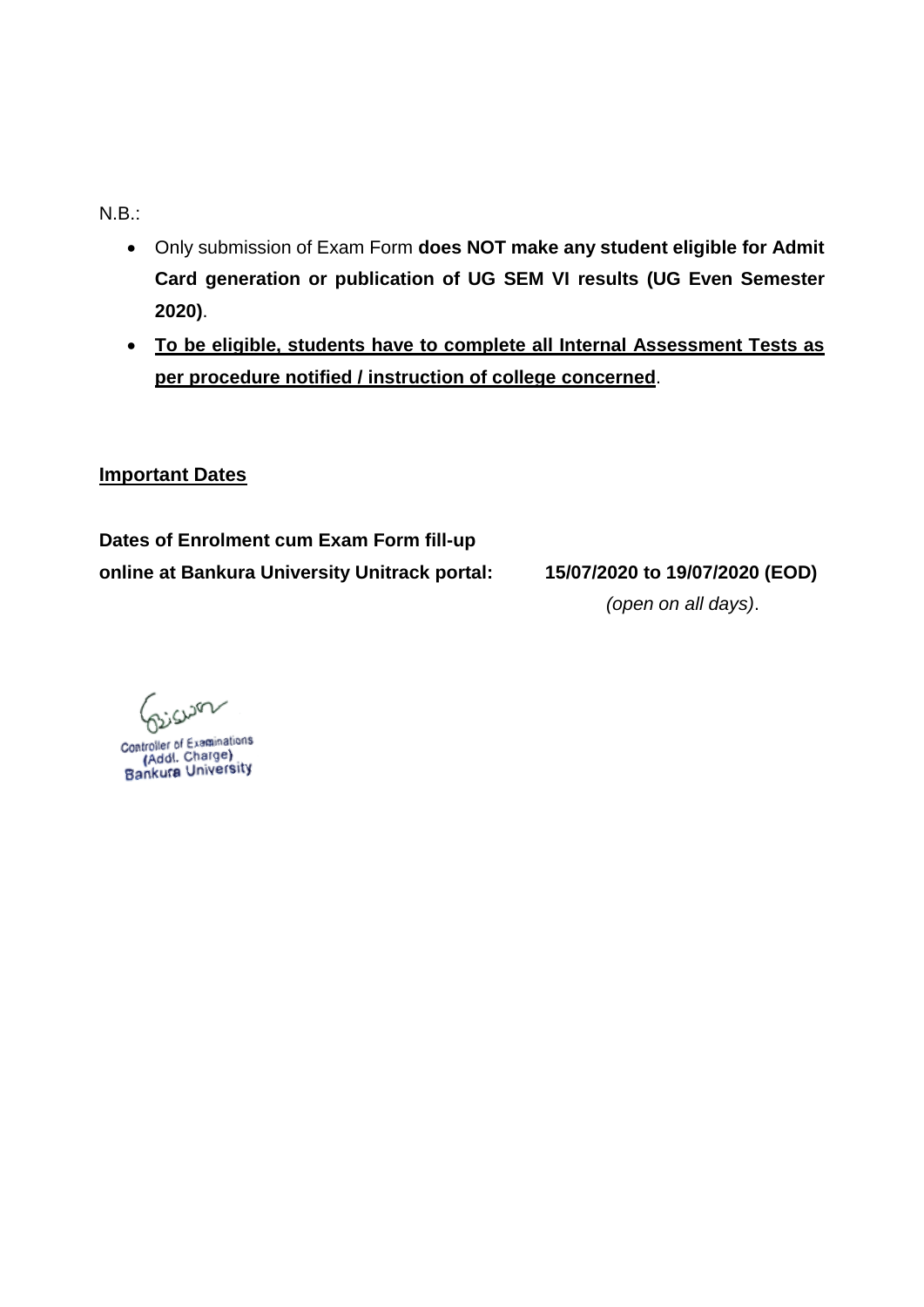N.B.:

- Only submission of Exam Form **does NOT make any student eligible for Admit Card generation or publication of UG SEM VI results (UG Even Semester 2020)**.
- **To be eligible, students have to complete all Internal Assessment Tests as per procedure notified / instruction of college concerned**.

**Important Dates**

**Dates of Enrolment cum Exam Form fill-up online at Bankura University Unitrack portal:** **15/07/2020 to 19/07/2020 (EOD)** *(open on all days)*.

Controller of Examinations
(Addl. Charge)
Bankura University